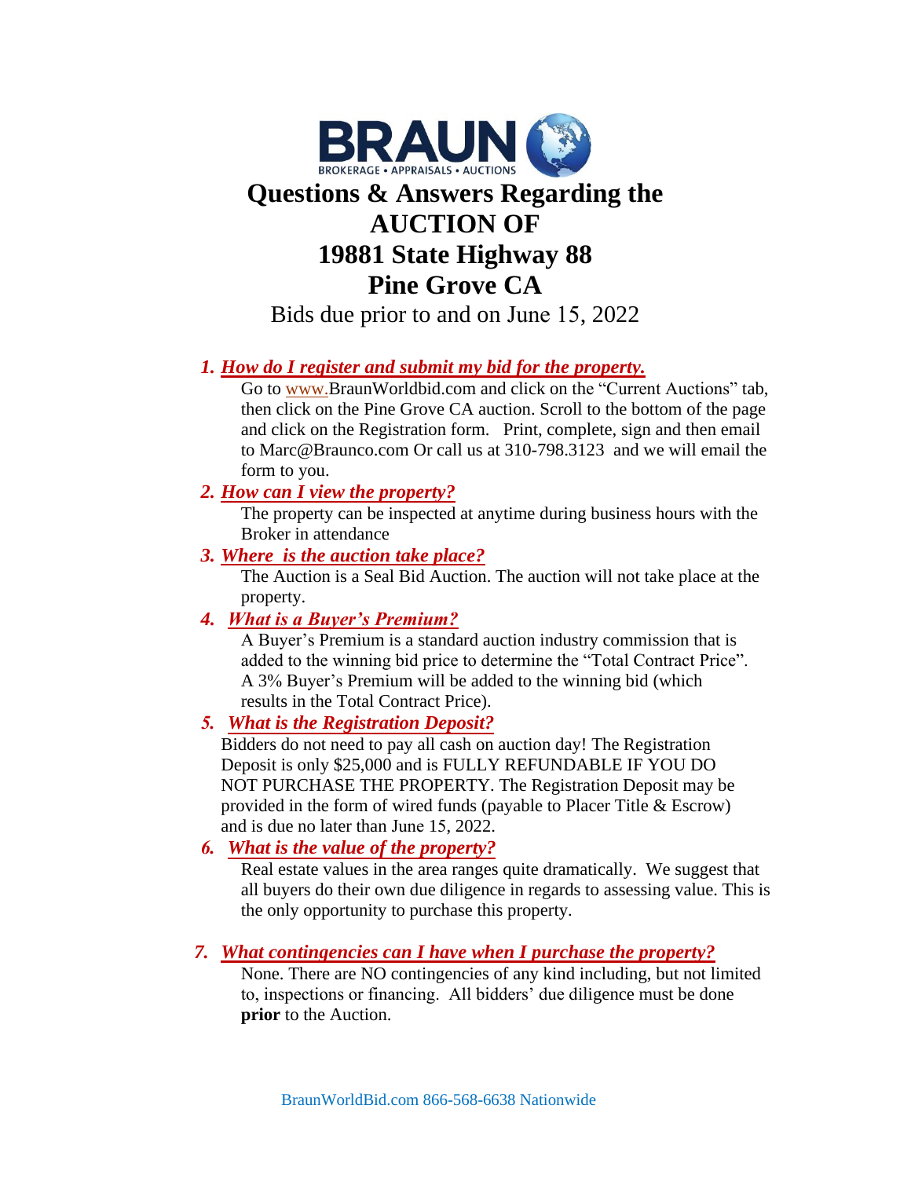BRAUN

BROKERAGE • APPRAISALS • AUCTIONS

# Questions & Answers Regarding the AUCTION OF 19881 State Highway 88 Pine Grove CA

Bids due prior to and on June 15, 2022

1. ***How do I register and submit my bid for the property.***

   Go to www.BraunWorldbid.com and click on the "Current Auctions" tab, then click on the Pine Grove CA auction. Scroll to the bottom of the page and click on the Registration form. Print, complete, sign and then email to Marc@Braunco.com Or call us at 310-798.3123 and we will email the form to you.

2. ***How can I view the property?***

   The property can be inspected at anytime during business hours with the Broker in attendance

3. ***Where is the auction take place?***

   The Auction is a Seal Bid Auction. The auction will not take place at the property.

4. ***What is a Buyer's Premium?***

   A Buyer's Premium is a standard auction industry commission that is added to the winning bid price to determine the "Total Contract Price". A 3% Buyer's Premium will be added to the winning bid (which results in the Total Contract Price).

5. ***What is the Registration Deposit?***

   Bidders do not need to pay all cash on auction day! The Registration Deposit is only $25,000 and is FULLY REFUNDABLE IF YOU DO NOT PURCHASE THE PROPERTY. The Registration Deposit may be provided in the form of wired funds (payable to Placer Title & Escrow) and is due no later than June 15, 2022.

6. ***What is the value of the property?***

   Real estate values in the area ranges quite dramatically. We suggest that all buyers do their own due diligence in regards to assessing value. This is the only opportunity to purchase this property.

7. ***What contingencies can I have when I purchase the property?***

   None. There are NO contingencies of any kind including, but not limited to, inspections or financing. All bidders' due diligence must be done **prior** to the Auction.

BraunWorldBid.com 866-568-6638 Nationwide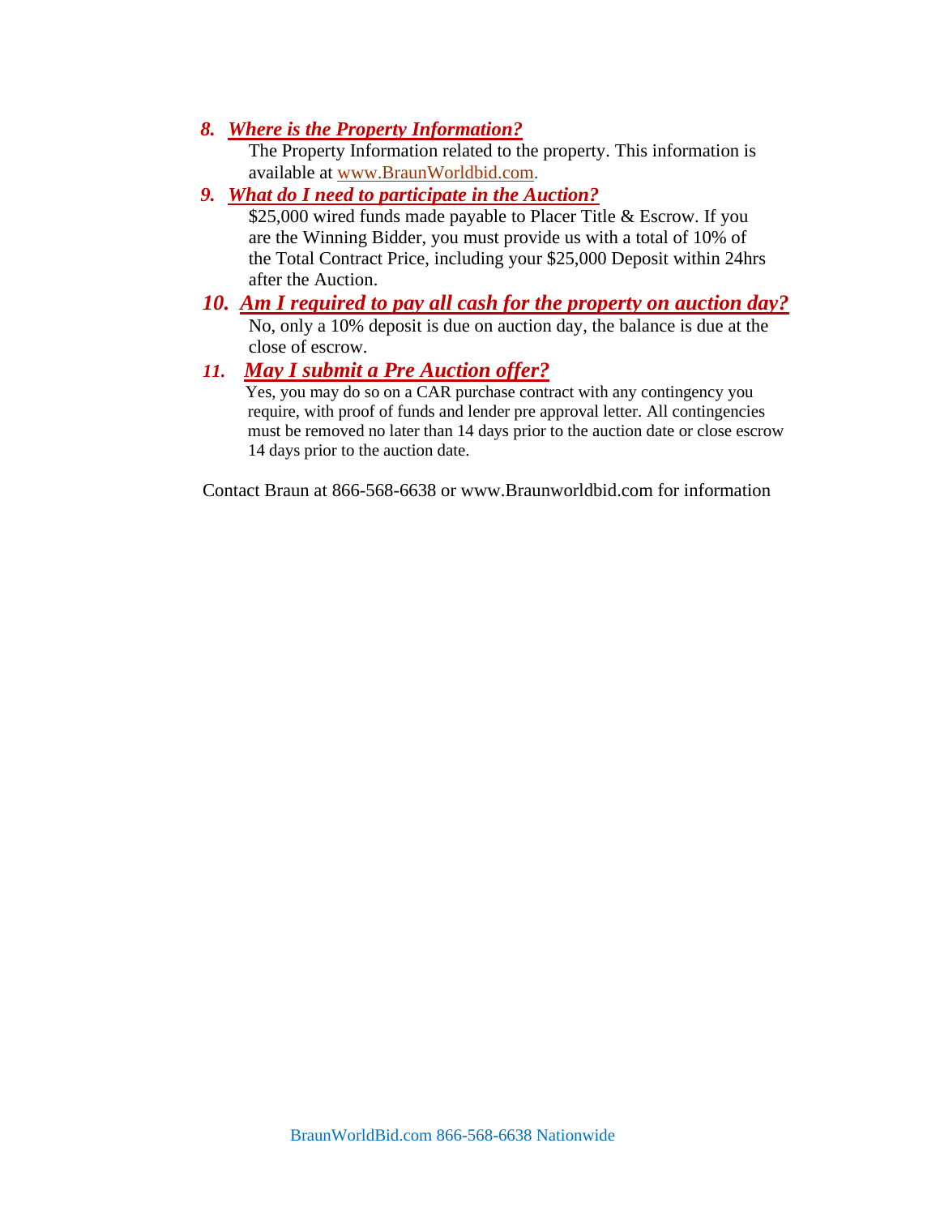8. ***Where is the Property Information?***

   The Property Information related to the property. This information is available at www.BraunWorldbid.com.

9. ***What do I need to participate in the Auction?***

   $25,000 wired funds made payable to Placer Title & Escrow. If you are the Winning Bidder, you must provide us with a total of 10% of the Total Contract Price, including your $25,000 Deposit within 24hrs after the Auction.

10. ***Am I required to pay all cash for the property on auction day?***

    No, only a 10% deposit is due on auction day, the balance is due at the close of escrow.

11. ***May I submit a Pre Auction offer?***

    Yes, you may do so on a CAR purchase contract with any contingency you require, with proof of funds and lender pre approval letter. All contingencies must be removed no later than 14 days prior to the auction date or close escrow 14 days prior to the auction date.

Contact Braun at 866-568-6638 or www.Braunworldbid.com for information